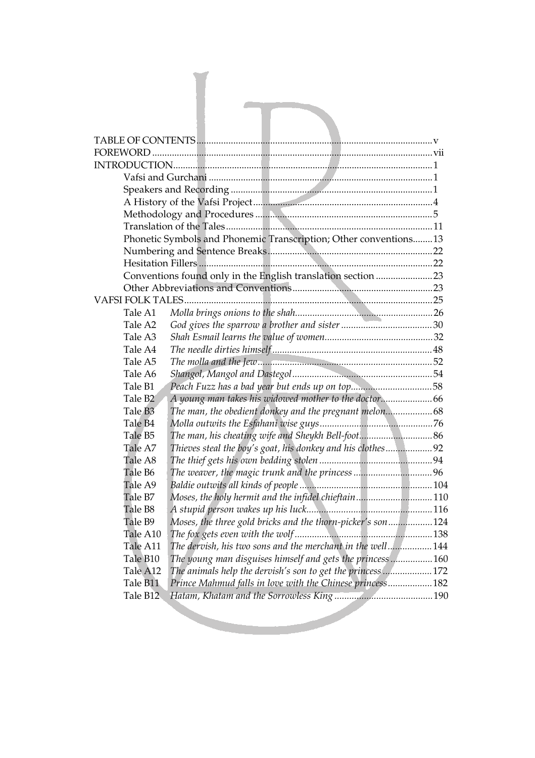TABLE OF CONTENTS ..... v
FOREWORD ..... vii
INTRODUCTION ..... 1
- Vafsi and Gurchani ..... 1
- Speakers and Recording ..... 1
- A History of the Vafsi Project ..... 4
- Methodology and Procedures ..... 5
- Translation of the Tales ..... 11
- Phonetic Symbols and Phonemic Transcription; Other conventions ..... 13
- Numbering and Sentence Breaks ..... 22
- Hesitation Fillers ..... 22
- Conventions found only in the English translation section ..... 23
- Other Abbreviations and Conventions ..... 23

VAFSI FOLK TALES ..... 25

| Tale | Title | Page |
|---|---|---|
| Tale A1 | *Molla brings onions to the shah* | 26 |
| Tale A2 | *God gives the sparrow a brother and sister* | 30 |
| Tale A3 | *Shah Esmail learns the value of women* | 32 |
| Tale A4 | *The needle dirties himself* | 48 |
| Tale A5 | *The molla and the Jew* | 52 |
| Tale A6 | *Shangol, Mangol and Dastegol* | 54 |
| Tale B1 | *Peach Fuzz has a bad year but ends up on top* | 58 |
| Tale B2 | *A young man takes his widowed mother to the doctor* | 66 |
| Tale B3 | *The man, the obedient donkey and the pregnant melon* | 68 |
| Tale B4 | *Molla outwits the Esfahani wise guys* | 76 |
| Tale B5 | *The man, his cheating wife and Sheykh Bell-foot* | 86 |
| Tale A7 | *Thieves steal the boy's goat, his donkey and his clothes* | 92 |
| Tale A8 | *The thief gets his own bedding stolen* | 94 |
| Tale B6 | *The weaver, the magic trunk and the princess* | 96 |
| Tale A9 | *Baldie outwits all kinds of people* | 104 |
| Tale B7 | *Moses, the holy hermit and the infidel chieftain* | 110 |
| Tale B8 | *A stupid person wakes up his luck* | 116 |
| Tale B9 | *Moses, the three gold bricks and the thorn-picker's son* | 124 |
| Tale A10 | *The fox gets even with the wolf* | 138 |
| Tale A11 | *The dervish, his two sons and the merchant in the well* | 144 |
| Tale B10 | *The young man disguises himself and gets the princess* | 160 |
| Tale A12 | *The animals help the dervish's son to get the princess* | 172 |
| Tale B11 | *Prince Mahmud falls in love with the Chinese princess* | 182 |
| Tale B12 | *Hatam, Khatam and the Sorrowless King* | 190 |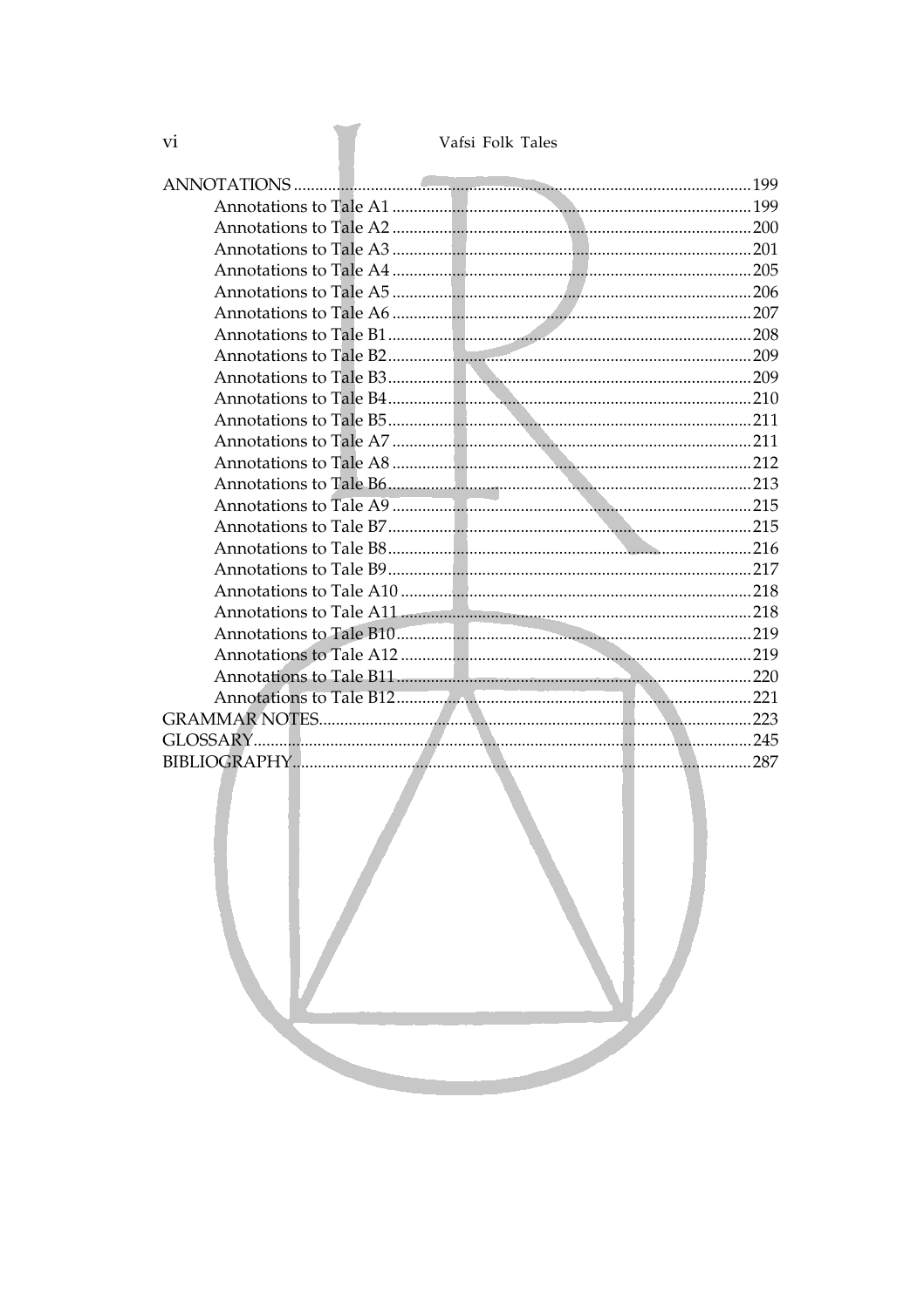ANNOTATIONS .......... 199

- Annotations to Tale A1 .......... 199
- Annotations to Tale A2 .......... 200
- Annotations to Tale A3 .......... 201
- Annotations to Tale A4 .......... 205
- Annotations to Tale A5 .......... 206
- Annotations to Tale A6 .......... 207
- Annotations to Tale B1 .......... 208
- Annotations to Tale B2 .......... 209
- Annotations to Tale B3 .......... 209
- Annotations to Tale B4 .......... 210
- Annotations to Tale B5 .......... 211
- Annotations to Tale A7 .......... 211
- Annotations to Tale A8 .......... 212
- Annotations to Tale B6 .......... 213
- Annotations to Tale A9 .......... 215
- Annotations to Tale B7 .......... 215
- Annotations to Tale B8 .......... 216
- Annotations to Tale B9 .......... 217
- Annotations to Tale A10 .......... 218
- Annotations to Tale A11 .......... 218
- Annotations to Tale B10 .......... 219
- Annotations to Tale A12 .......... 219
- Annotations to Tale B11 .......... 220
- Annotations to Tale B12 .......... 221

GRAMMAR NOTES .......... 223

GLOSSARY .......... 245

BIBLIOGRAPHY .......... 287